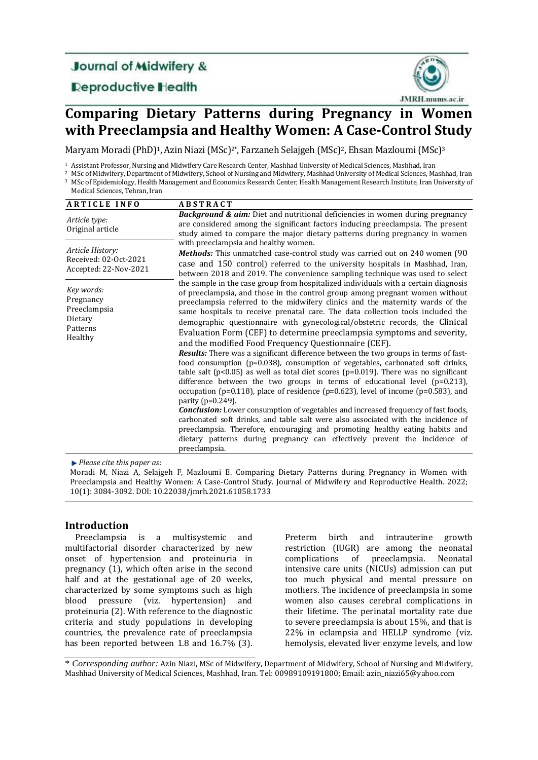Journal of Midwifery & Reproductive Health

# Comparing Dietary Patterns during Pregnancy in Women with Preeclampsia and Healthy Women: A Case-Control Study

Maryam Moradi (PhD)[1], Azin Niazi (MSc)[2*], Farzaneh Selajgeh (MSc)[2], Ehsan Mazloumi (MSc)[3]

[1] Assistant Professor, Nursing and Midwifery Care Research Center, Mashhad University of Medical Sciences, Mashhad, Iran
[2] MSc of Midwifery, Department of Midwifery, School of Nursing and Midwifery, Mashhad University of Medical Sciences, Mashhad, Iran
[3] MSc of Epidemiology, Health Management and Economics Research Center, Health Management Research Institute, Iran University of Medical Sciences, Tehran, Iran

**ARTICLE INFO**

*Article type:*
Original article

*Article History:*
Received: 02-Oct-2021
Accepted: 22-Nov-2021

*Key words:*
Pregnancy
Preeclampsia
Dietary
Patterns
Healthy

**ABSTRACT**

***Background & aim:*** Diet and nutritional deficiencies in women during pregnancy are considered among the significant factors inducing preeclampsia. The present study aimed to compare the major dietary patterns during pregnancy in women with preeclampsia and healthy women.

***Methods:*** This unmatched case-control study was carried out on 240 women (90 case and 150 control) referred to the university hospitals in Mashhad, Iran, between 2018 and 2019. The convenience sampling technique was used to select the sample in the case group from hospitalized individuals with a certain diagnosis of preeclampsia, and those in the control group among pregnant women without preeclampsia referred to the midwifery clinics and the maternity wards of the same hospitals to receive prenatal care. The data collection tools included the demographic questionnaire with gynecological/obstetric records, the Clinical Evaluation Form (CEF) to determine preeclampsia symptoms and severity, and the modified Food Frequency Questionnaire (CEF).

***Results:*** There was a significant difference between the two groups in terms of fast-food consumption ($p=0.038$), consumption of vegetables, carbonated soft drinks, table salt ($p<0.05$) as well as total diet scores ($p=0.019$). There was no significant difference between the two groups in terms of educational level ($p=0.213$), occupation ($p=0.118$), place of residence ($p=0.623$), level of income ($p=0.583$), and parity ($p=0.249$).

***Conclusion:*** Lower consumption of vegetables and increased frequency of fast foods, carbonated soft drinks, and table salt were also associated with the incidence of preeclampsia. Therefore, encouraging and promoting healthy eating habits and dietary patterns during pregnancy can effectively prevent the incidence of preeclampsia.

*Please cite this paper as*:
Moradi M, Niazi A, Selajgeh F, Mazloumi E. Comparing Dietary Patterns during Pregnancy in Women with Preeclampsia and Healthy Women: A Case-Control Study. Journal of Midwifery and Reproductive Health. 2022; 10(1): 3084-3092. DOI: 10.22038/jmrh.2021.61058.1733

## Introduction

Preeclampsia is a multisystemic and multifactorial disorder characterized by new onset of hypertension and proteinuria in pregnancy (1), which often arise in the second half and at the gestational age of 20 weeks, characterized by some symptoms such as high blood pressure (viz. hypertension) and proteinuria (2). With reference to the diagnostic criteria and study populations in developing countries, the prevalence rate of preeclampsia has been reported between 1.8 and 16.7% (3). Preterm birth and intrauterine growth restriction (IUGR) are among the neonatal complications of preeclampsia. Neonatal intensive care units (NICUs) admission can put too much physical and mental pressure on mothers. The incidence of preeclampsia in some women also causes cerebral complications in their lifetime. The perinatal mortality rate due to severe preeclampsia is about 15%, and that is 22% in eclampsia and HELLP syndrome (viz. hemolysis, elevated liver enzyme levels, and low

\* *Corresponding author:* Azin Niazi, MSc of Midwifery, Department of Midwifery, School of Nursing and Midwifery, Mashhad University of Medical Sciences, Mashhad, Iran. Tel: 00989109191800; Email: azin_niazi65@yahoo.com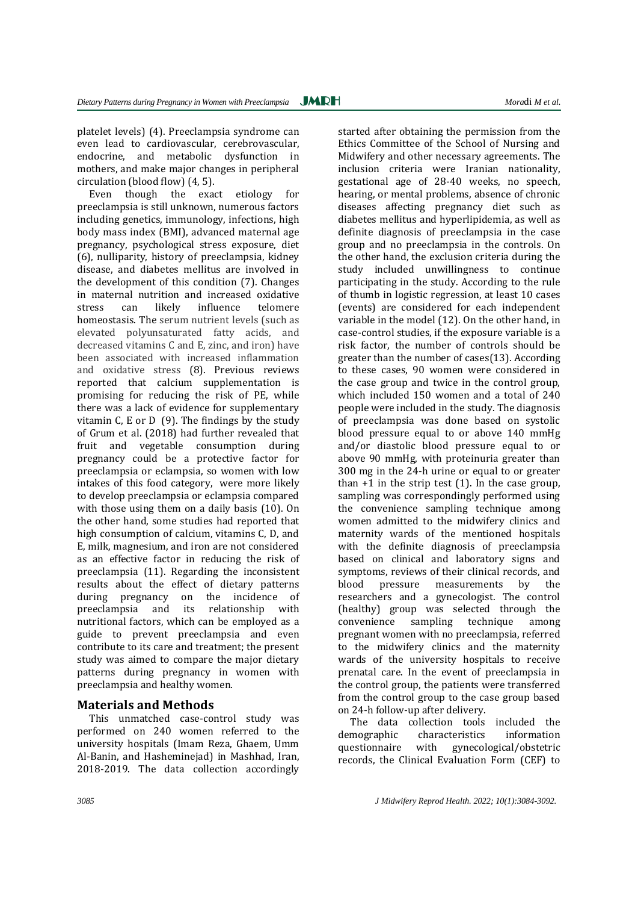platelet levels) (4). Preeclampsia syndrome can even lead to cardiovascular, cerebrovascular, endocrine, and metabolic dysfunction in mothers, and make major changes in peripheral circulation (blood flow) (4, 5).

Even though the exact etiology for preeclampsia is still unknown, numerous factors including genetics, immunology, infections, high body mass index (BMI), advanced maternal age pregnancy, psychological stress exposure, diet (6), nulliparity, history of preeclampsia, kidney disease, and diabetes mellitus are involved in the development of this condition (7). Changes in maternal nutrition and increased oxidative stress can likely influence telomere homeostasis. The serum nutrient levels (such as elevated polyunsaturated fatty acids, and decreased vitamins C and E, zinc, and iron) have been associated with increased inflammation and oxidative stress (8). Previous reviews reported that calcium supplementation is promising for reducing the risk of PE, while there was a lack of evidence for supplementary vitamin C, E or D (9). The findings by the study of Grum et al. (2018) had further revealed that fruit and vegetable consumption during pregnancy could be a protective factor for preeclampsia or eclampsia, so women with low intakes of this food category, were more likely to develop preeclampsia or eclampsia compared with those using them on a daily basis (10). On the other hand, some studies had reported that high consumption of calcium, vitamins C, D, and E, milk, magnesium, and iron are not considered as an effective factor in reducing the risk of preeclampsia (11). Regarding the inconsistent results about the effect of dietary patterns during pregnancy on the incidence of preeclampsia and its relationship with nutritional factors, which can be employed as a guide to prevent preeclampsia and even contribute to its care and treatment; the present study was aimed to compare the major dietary patterns during pregnancy in women with preeclampsia and healthy women.

## Materials and Methods

This unmatched case-control study was performed on 240 women referred to the university hospitals (Imam Reza, Ghaem, Umm Al-Banin, and Hasheminejad) in Mashhad, Iran, 2018-2019. The data collection accordingly started after obtaining the permission from the Ethics Committee of the School of Nursing and Midwifery and other necessary agreements. The inclusion criteria were Iranian nationality, gestational age of 28-40 weeks, no speech, hearing, or mental problems, absence of chronic diseases affecting pregnancy diet such as diabetes mellitus and hyperlipidemia, as well as definite diagnosis of preeclampsia in the case group and no preeclampsia in the controls. On the other hand, the exclusion criteria during the study included unwillingness to continue participating in the study. According to the rule of thumb in logistic regression, at least 10 cases (events) are considered for each independent variable in the model (12). On the other hand, in case-control studies, if the exposure variable is a risk factor, the number of controls should be greater than the number of cases(13). According to these cases, 90 women were considered in the case group and twice in the control group, which included 150 women and a total of 240 people were included in the study. The diagnosis of preeclampsia was done based on systolic blood pressure equal to or above 140 mmHg and/or diastolic blood pressure equal to or above 90 mmHg, with proteinuria greater than 300 mg in the 24-h urine or equal to or greater than +1 in the strip test (1). In the case group, sampling was correspondingly performed using the convenience sampling technique among women admitted to the midwifery clinics and maternity wards of the mentioned hospitals with the definite diagnosis of preeclampsia based on clinical and laboratory signs and symptoms, reviews of their clinical records, and blood pressure measurements by the researchers and a gynecologist. The control (healthy) group was selected through the convenience sampling technique among pregnant women with no preeclampsia, referred to the midwifery clinics and the maternity wards of the university hospitals to receive prenatal care. In the event of preeclampsia in the control group, the patients were transferred from the control group to the case group based on 24-h follow-up after delivery.

The data collection tools included the demographic characteristics information questionnaire with gynecological/obstetric records, the Clinical Evaluation Form (CEF) to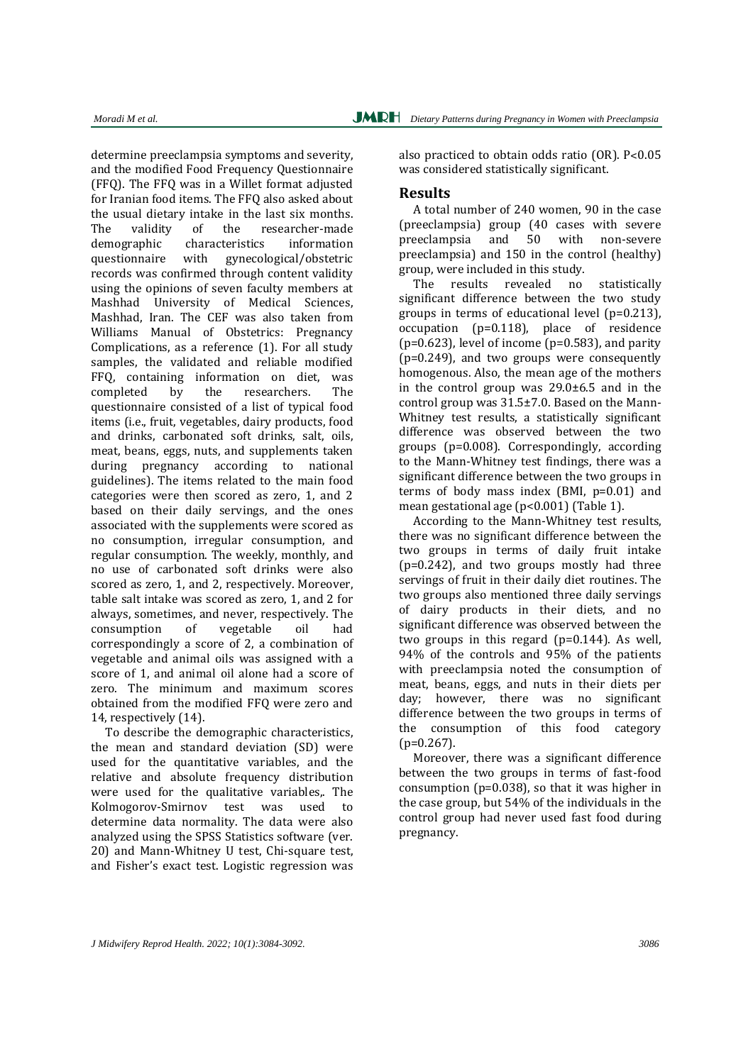determine preeclampsia symptoms and severity, and the modified Food Frequency Questionnaire (FFQ). The FFQ was in a Willet format adjusted for Iranian food items. The FFQ also asked about the usual dietary intake in the last six months. The validity of the researcher-made demographic characteristics information questionnaire with gynecological/obstetric records was confirmed through content validity using the opinions of seven faculty members at Mashhad University of Medical Sciences, Mashhad, Iran. The CEF was also taken from Williams Manual of Obstetrics: Pregnancy Complications, as a reference (1). For all study samples, the validated and reliable modified FFQ, containing information on diet, was completed by the researchers. The questionnaire consisted of a list of typical food items (i.e., fruit, vegetables, dairy products, food and drinks, carbonated soft drinks, salt, oils, meat, beans, eggs, nuts, and supplements taken during pregnancy according to national guidelines). The items related to the main food categories were then scored as zero, 1, and 2 based on their daily servings, and the ones associated with the supplements were scored as no consumption, irregular consumption, and regular consumption. The weekly, monthly, and no use of carbonated soft drinks were also scored as zero, 1, and 2, respectively. Moreover, table salt intake was scored as zero, 1, and 2 for always, sometimes, and never, respectively. The consumption of vegetable oil had correspondingly a score of 2, a combination of vegetable and animal oils was assigned with a score of 1, and animal oil alone had a score of zero. The minimum and maximum scores obtained from the modified FFQ were zero and 14, respectively (14).

To describe the demographic characteristics, the mean and standard deviation (SD) were used for the quantitative variables, and the relative and absolute frequency distribution were used for the qualitative variables,. The Kolmogorov-Smirnov test was used to determine data normality. The data were also analyzed using the SPSS Statistics software (ver. 20) and Mann-Whitney U test, Chi-square test, and Fisher's exact test. Logistic regression was also practiced to obtain odds ratio (OR). P<0.05 was considered statistically significant.

## Results

A total number of 240 women, 90 in the case (preeclampsia) group (40 cases with severe preeclampsia and 50 with non-severe preeclampsia) and 150 in the control (healthy) group, were included in this study.

The results revealed no statistically significant difference between the two study groups in terms of educational level (p=0.213), occupation (p=0.118), place of residence (p=0.623), level of income (p=0.583), and parity (p=0.249), and two groups were consequently homogenous. Also, the mean age of the mothers in the control group was 29.0±6.5 and in the control group was 31.5±7.0. Based on the Mann-Whitney test results, a statistically significant difference was observed between the two groups (p=0.008). Correspondingly, according to the Mann-Whitney test findings, there was a significant difference between the two groups in terms of body mass index (BMI, p=0.01) and mean gestational age (p<0.001) (Table 1).

According to the Mann-Whitney test results, there was no significant difference between the two groups in terms of daily fruit intake (p=0.242), and two groups mostly had three servings of fruit in their daily diet routines. The two groups also mentioned three daily servings of dairy products in their diets, and no significant difference was observed between the two groups in this regard (p=0.144). As well, 94% of the controls and 95% of the patients with preeclampsia noted the consumption of meat, beans, eggs, and nuts in their diets per day; however, there was no significant difference between the two groups in terms of the consumption of this food category (p=0.267).

Moreover, there was a significant difference between the two groups in terms of fast-food consumption (p=0.038), so that it was higher in the case group, but 54% of the individuals in the control group had never used fast food during pregnancy.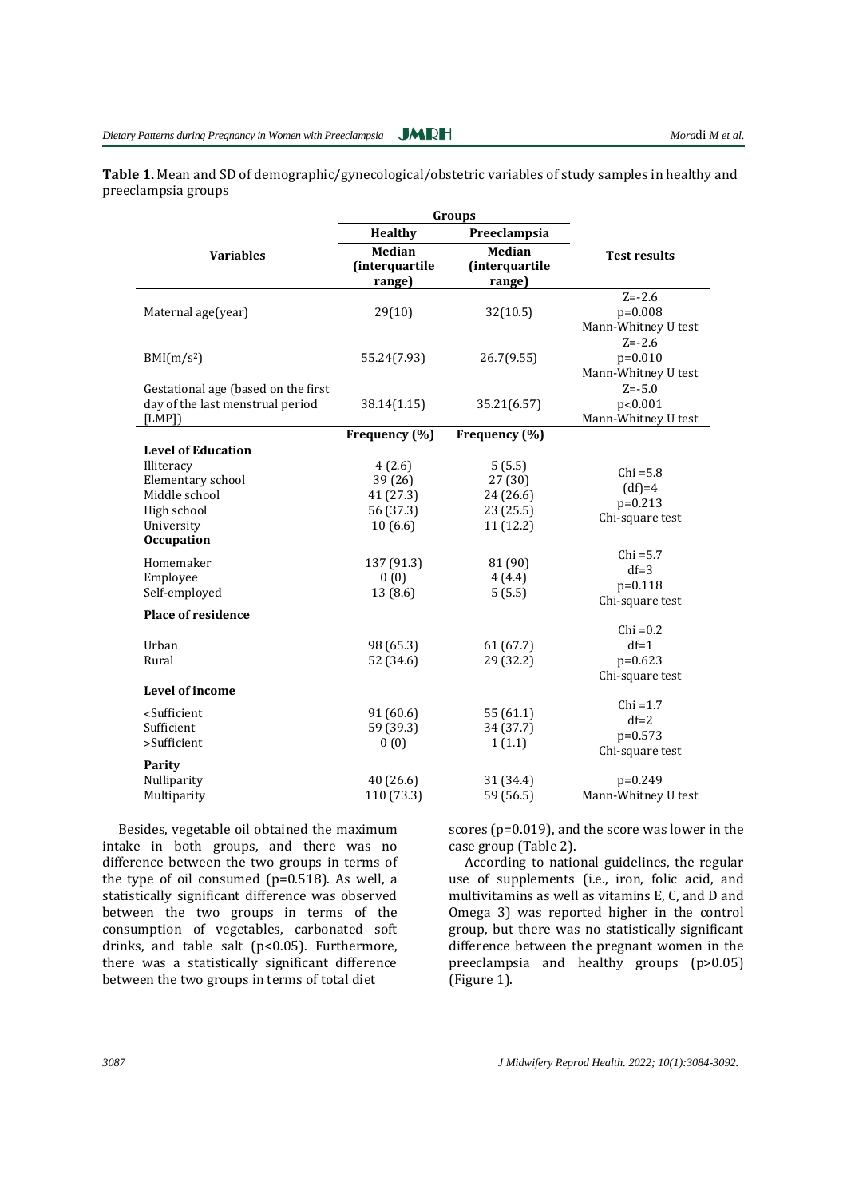**Table 1.** Mean and SD of demographic/gynecological/obstetric variables of study samples in healthy and preeclampsia groups

| Variables | Groups | | Test results |
|---|---|---|---|
| | Healthy | Preeclampsia | |
| | Median (interquartile range) | Median (interquartile range) | |
| Maternal age(year) | 29(10) | 32(10.5) | Z=-2.6<br>p=0.008<br>Mann-Whitney U test |
| BMI(m/s²) | 55.24(7.93) | 26.7(9.55) | Z=-2.6<br>p=0.010<br>Mann-Whitney U test |
| Gestational age (based on the first day of the last menstrual period [LMP]) | 38.14(1.15) | 35.21(6.57) | Z=-5.0<br>p<0.001<br>Mann-Whitney U test |
| | Frequency (%) | Frequency (%) | |
| **Level of Education** | | | |
| Illiteracy | 4 (2.6) | 5 (5.5) | Chi =5.8<br>(df)=4<br>p=0.213<br>Chi-square test |
| Elementary school | 39 (26) | 27 (30) | |
| Middle school | 41 (27.3) | 24 (26.6) | |
| High school | 56 (37.3) | 23 (25.5) | |
| University | 10 (6.6) | 11 (12.2) | |
| **Occupation** | | | |
| Homemaker | 137 (91.3) | 81 (90) | Chi =5.7<br>df=3<br>p=0.118<br>Chi-square test |
| Employee | 0 (0) | 4 (4.4) | |
| Self-employed | 13 (8.6) | 5 (5.5) | |
| **Place of residence** | | | |
| Urban | 98 (65.3) | 61 (67.7) | Chi =0.2<br>df=1<br>p=0.623<br>Chi-square test |
| Rural | 52 (34.6) | 29 (32.2) | |
| **Level of income** | | | |
| <Sufficient | 91 (60.6) | 55 (61.1) | Chi =1.7<br>df=2<br>p=0.573<br>Chi-square test |
| Sufficient | 59 (39.3) | 34 (37.7) | |
| >Sufficient | 0 (0) | 1 (1.1) | |
| **Parity** | | | |
| Nulliparity | 40 (26.6) | 31 (34.4) | p=0.249 |
| Multiparity | 110 (73.3) | 59 (56.5) | Mann-Whitney U test |

Besides, vegetable oil obtained the maximum intake in both groups, and there was no difference between the two groups in terms of the type of oil consumed (p=0.518). As well, a statistically significant difference was observed between the two groups in terms of the consumption of vegetables, carbonated soft drinks, and table salt (p<0.05). Furthermore, there was a statistically significant difference between the two groups in terms of total diet scores (p=0.019), and the score was lower in the case group (Table 2).

According to national guidelines, the regular use of supplements (i.e., iron, folic acid, and multivitamins as well as vitamins E, C, and D and Omega 3) was reported higher in the control group, but there was no statistically significant difference between the pregnant women in the preeclampsia and healthy groups (p>0.05) (Figure 1).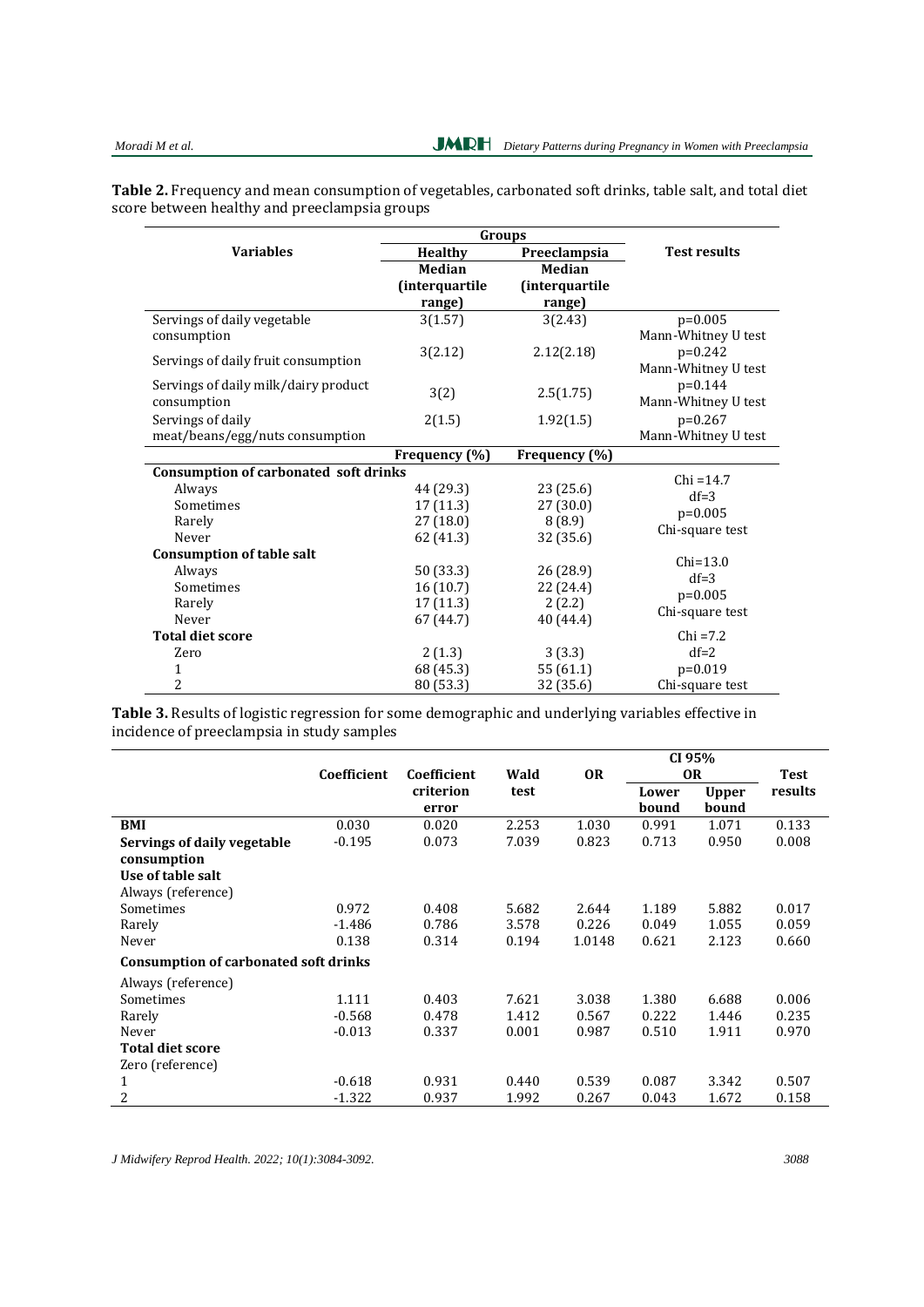**Table 2.** Frequency and mean consumption of vegetables, carbonated soft drinks, table salt, and total diet score between healthy and preeclampsia groups

| Variables | Groups | | Test results |
|---|---|---|---|
| | Healthy | Preeclampsia | |
| | Median (interquartile range) | Median (interquartile range) | |
| Servings of daily vegetable consumption | 3(1.57) | 3(2.43) | p=0.005 Mann-Whitney U test |
| Servings of daily fruit consumption | 3(2.12) | 2.12(2.18) | p=0.242 Mann-Whitney U test |
| Servings of daily milk/dairy product consumption | 3(2) | 2.5(1.75) | p=0.144 Mann-Whitney U test |
| Servings of daily meat/beans/egg/nuts consumption | 2(1.5) | 1.92(1.5) | p=0.267 Mann-Whitney U test |
| | Frequency (%) | Frequency (%) | |
| **Consumption of carbonated soft drinks** | | | Chi =14.7 df=3 p=0.005 Chi-square test |
| Always | 44 (29.3) | 23 (25.6) | |
| Sometimes | 17 (11.3) | 27 (30.0) | |
| Rarely | 27 (18.0) | 8 (8.9) | |
| Never | 62 (41.3) | 32 (35.6) | |
| **Consumption of table salt** | | | Chi=13.0 df=3 p=0.005 Chi-square test |
| Always | 50 (33.3) | 26 (28.9) | |
| Sometimes | 16 (10.7) | 22 (24.4) | |
| Rarely | 17 (11.3) | 2 (2.2) | |
| Never | 67 (44.7) | 40 (44.4) | |
| **Total diet score** | | | Chi =7.2 df=2 p=0.019 Chi-square test |
| Zero | 2 (1.3) | 3 (3.3) | |
| 1 | 68 (45.3) | 55 (61.1) | |
| 2 | 80 (53.3) | 32 (35.6) | |

**Table 3.** Results of logistic regression for some demographic and underlying variables effective in incidence of preeclampsia in study samples

| | Coefficient | Coefficient criterion error | Wald test | OR | CI 95% OR | | Test results |
|---|---|---|---|---|---|---|---|
| | | | | | Lower bound | Upper bound | |
| **BMI** | 0.030 | 0.020 | 2.253 | 1.030 | 0.991 | 1.071 | 0.133 |
| **Servings of daily vegetable consumption** | -0.195 | 0.073 | 7.039 | 0.823 | 0.713 | 0.950 | 0.008 |
| **Use of table salt** | | | | | | | |
| Always (reference) | | | | | | | |
| Sometimes | 0.972 | 0.408 | 5.682 | 2.644 | 1.189 | 5.882 | 0.017 |
| Rarely | -1.486 | 0.786 | 3.578 | 0.226 | 0.049 | 1.055 | 0.059 |
| Never | 0.138 | 0.314 | 0.194 | 1.0148 | 0.621 | 2.123 | 0.660 |
| **Consumption of carbonated soft drinks** | | | | | | | |
| Always (reference) | | | | | | | |
| Sometimes | 1.111 | 0.403 | 7.621 | 3.038 | 1.380 | 6.688 | 0.006 |
| Rarely | -0.568 | 0.478 | 1.412 | 0.567 | 0.222 | 1.446 | 0.235 |
| Never | -0.013 | 0.337 | 0.001 | 0.987 | 0.510 | 1.911 | 0.970 |
| **Total diet score** | | | | | | | |
| Zero (reference) | | | | | | | |
| 1 | -0.618 | 0.931 | 0.440 | 0.539 | 0.087 | 3.342 | 0.507 |
| 2 | -1.322 | 0.937 | 1.992 | 0.267 | 0.043 | 1.672 | 0.158 |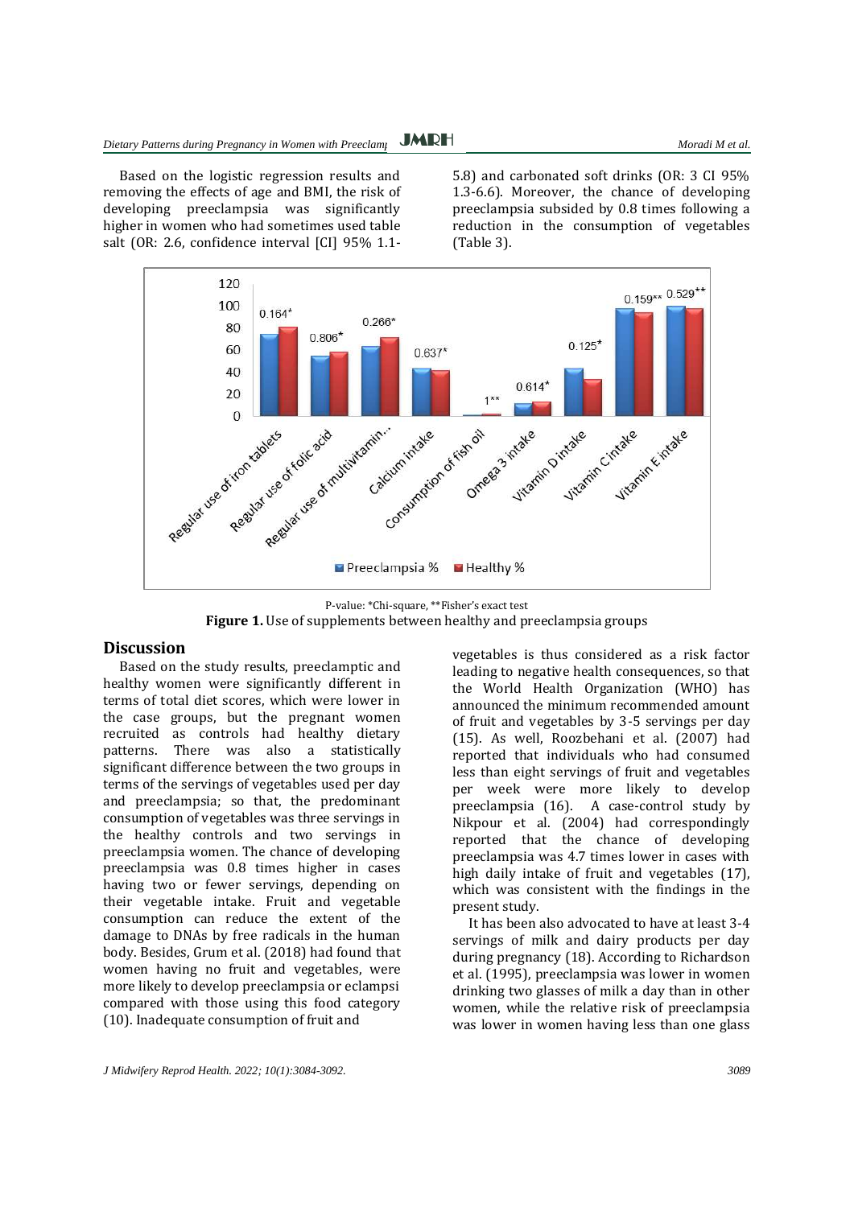Based on the logistic regression results and removing the effects of age and BMI, the risk of developing preeclampsia was significantly higher in women who had sometimes used table salt (OR: 2.6, confidence interval [CI] 95% 1.1-5.8) and carbonated soft drinks (OR: 3 CI 95% 1.3-6.6). Moreover, the chance of developing preeclampsia subsided by 0.8 times following a reduction in the consumption of vegetables (Table 3).

P-value: *Chi-square, **Fisher's exact test

**Figure 1.** Use of supplements between healthy and preeclampsia groups

## Discussion

Based on the study results, preeclamptic and healthy women were significantly different in terms of total diet scores, which were lower in the case groups, but the pregnant women recruited as controls had healthy dietary patterns. There was also a statistically significant difference between the two groups in terms of the servings of vegetables used per day and preeclampsia; so that, the predominant consumption of vegetables was three servings in the healthy controls and two servings in preeclampsia women. The chance of developing preeclampsia was 0.8 times higher in cases having two or fewer servings, depending on their vegetable intake. Fruit and vegetable consumption can reduce the extent of the damage to DNAs by free radicals in the human body. Besides, Grum et al. (2018) had found that women having no fruit and vegetables, were more likely to develop preeclampsia or eclampsi compared with those using this food category (10). Inadequate consumption of fruit and vegetables is thus considered as a risk factor leading to negative health consequences, so that the World Health Organization (WHO) has announced the minimum recommended amount of fruit and vegetables by 3-5 servings per day (15). As well, Roozbehani et al. (2007) had reported that individuals who had consumed less than eight servings of fruit and vegetables per week were more likely to develop preeclampsia (16). A case-control study by Nikpour et al. (2004) had correspondingly reported that the chance of developing preeclampsia was 4.7 times lower in cases with high daily intake of fruit and vegetables (17), which was consistent with the findings in the present study.

It has been also advocated to have at least 3-4 servings of milk and dairy products per day during pregnancy (18). According to Richardson et al. (1995), preeclampsia was lower in women drinking two glasses of milk a day than in other women, while the relative risk of preeclampsia was lower in women having less than one glass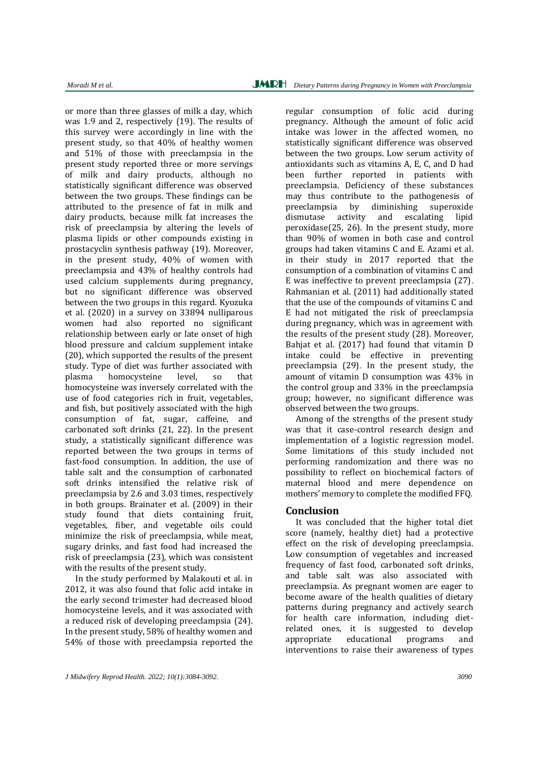or more than three glasses of milk a day, which was 1.9 and 2, respectively (19). The results of this survey were accordingly in line with the present study, so that 40% of healthy women and 51% of those with preeclampsia in the present study reported three or more servings of milk and dairy products, although no statistically significant difference was observed between the two groups. These findings can be attributed to the presence of fat in milk and dairy products, because milk fat increases the risk of preeclampsia by altering the levels of plasma lipids or other compounds existing in prostacyclin synthesis pathway (19). Moreover, in the present study, 40% of women with preeclampsia and 43% of healthy controls had used calcium supplements during pregnancy, but no significant difference was observed between the two groups in this regard. Kyozuka et al. (2020) in a survey on 33894 nulliparous women had also reported no significant relationship between early or late onset of high blood pressure and calcium supplement intake (20), which supported the results of the present study. Type of diet was further associated with plasma homocysteine level, so that homocysteine was inversely correlated with the use of food categories rich in fruit, vegetables, and fish, but positively associated with the high consumption of fat, sugar, caffeine, and carbonated soft drinks (21, 22). In the present study, a statistically significant difference was reported between the two groups in terms of fast-food consumption. In addition, the use of table salt and the consumption of carbonated soft drinks intensified the relative risk of preeclampsia by 2.6 and 3.03 times, respectively in both groups. Brainater et al. (2009) in their study found that diets containing fruit, vegetables, fiber, and vegetable oils could minimize the risk of preeclampsia, while meat, sugary drinks, and fast food had increased the risk of preeclampsia (23), which was consistent with the results of the present study.

In the study performed by Malakouti et al. in 2012, it was also found that folic acid intake in the early second trimester had decreased blood homocysteine levels, and it was associated with a reduced risk of developing preeclampsia (24). In the present study, 58% of healthy women and 54% of those with preeclampsia reported the regular consumption of folic acid during pregnancy. Although the amount of folic acid intake was lower in the affected women, no statistically significant difference was observed between the two groups. Low serum activity of antioxidants such as vitamins A, E, C, and D had been further reported in patients with preeclampsia. Deficiency of these substances may thus contribute to the pathogenesis of preeclampsia by diminishing superoxide dismutase activity and escalating lipid peroxidase(25, 26). In the present study, more than 90% of women in both case and control groups had taken vitamins C and E. Azami et al. in their study in 2017 reported that the consumption of a combination of vitamins C and E was ineffective to prevent preeclampsia (27). Rahmanian et al. (2011) had additionally stated that the use of the compounds of vitamins C and E had not mitigated the risk of preeclampsia during pregnancy, which was in agreement with the results of the present study (28). Moreover, Bahjat et al. (2017) had found that vitamin D intake could be effective in preventing preeclampsia (29). In the present study, the amount of vitamin D consumption was 43% in the control group and 33% in the preeclampsia group; however, no significant difference was observed between the two groups.

Among of the strengths of the present study was that it case-control research design and implementation of a logistic regression model. Some limitations of this study included not performing randomization and there was no possibility to reflect on biochemical factors of maternal blood and mere dependence on mothers' memory to complete the modified FFQ.

## Conclusion

It was concluded that the higher total diet score (namely, healthy diet) had a protective effect on the risk of developing preeclampsia. Low consumption of vegetables and increased frequency of fast food, carbonated soft drinks, and table salt was also associated with preeclampsia. As pregnant women are eager to become aware of the health qualities of dietary patterns during pregnancy and actively search for health care information, including diet-related ones, it is suggested to develop appropriate educational programs and interventions to raise their awareness of types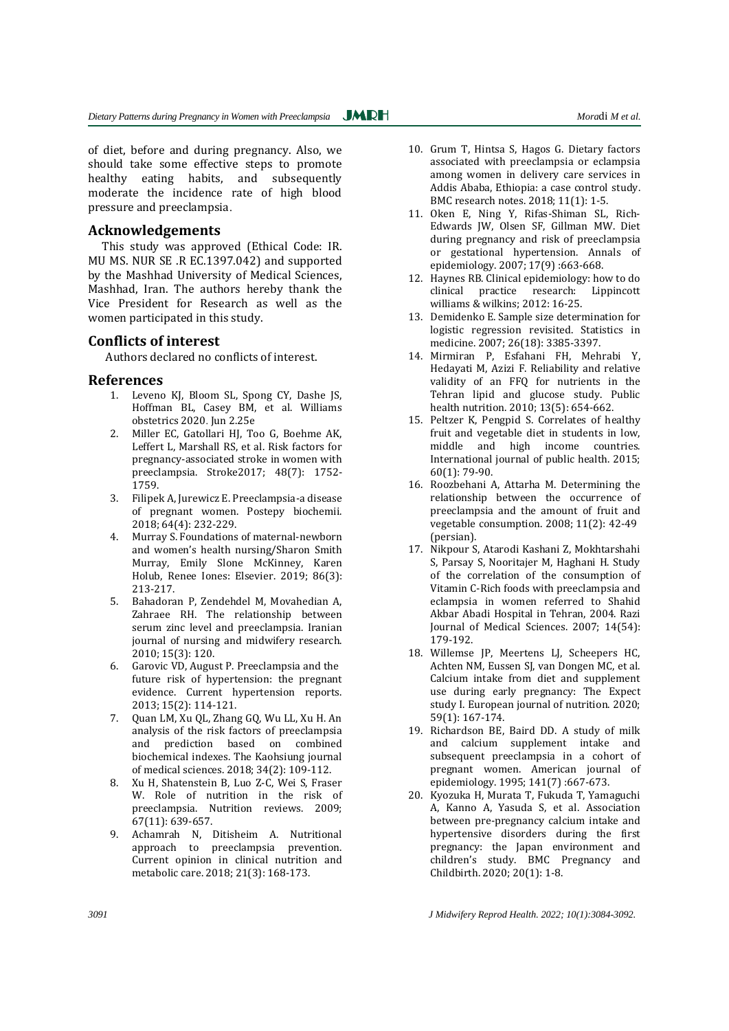of diet, before and during pregnancy. Also, we should take some effective steps to promote healthy eating habits, and subsequently moderate the incidence rate of high blood pressure and preeclampsia.

## Acknowledgements

This study was approved (Ethical Code: IR. MU MS. NUR SE .R EC.1397.042) and supported by the Mashhad University of Medical Sciences, Mashhad, Iran. The authors hereby thank the Vice President for Research as well as the women participated in this study.

## Conflicts of interest

Authors declared no conflicts of interest.

## References

1. Leveno KJ, Bloom SL, Spong CY, Dashe JS, Hoffman BL, Casey BM, et al. Williams obstetrics 2020. Jun 2.25e
2. Miller EC, Gatollari HJ, Too G, Boehme AK, Leffert L, Marshall RS, et al. Risk factors for pregnancy-associated stroke in women with preeclampsia. Stroke2017; 48(7): 1752-1759.
3. Filipek A, Jurewicz E. Preeclampsia-a disease of pregnant women. Postepy biochemii. 2018; 64(4): 232-229.
4. Murray S. Foundations of maternal-newborn and women's health nursing/Sharon Smith Murray, Emily Slone McKinney, Karen Holub, Renee Iones: Elsevier. 2019; 86(3): 213-217.
5. Bahadoran P, Zendehdel M, Movahedian A, Zahraee RH. The relationship between serum zinc level and preeclampsia. Iranian journal of nursing and midwifery research. 2010; 15(3): 120.
6. Garovic VD, August P. Preeclampsia and the future risk of hypertension: the pregnant evidence. Current hypertension reports. 2013; 15(2): 114-121.
7. Quan LM, Xu QL, Zhang GQ, Wu LL, Xu H. An analysis of the risk factors of preeclampsia and prediction based on combined biochemical indexes. The Kaohsiung journal of medical sciences. 2018; 34(2): 109-112.
8. Xu H, Shatenstein B, Luo Z-C, Wei S, Fraser W. Role of nutrition in the risk of preeclampsia. Nutrition reviews. 2009; 67(11): 639-657.
9. Achamrah N, Ditisheim A. Nutritional approach to preeclampsia prevention. Current opinion in clinical nutrition and metabolic care. 2018; 21(3): 168-173.
10. Grum T, Hintsa S, Hagos G. Dietary factors associated with preeclampsia or eclampsia among women in delivery care services in Addis Ababa, Ethiopia: a case control study. BMC research notes. 2018; 11(1): 1-5.
11. Oken E, Ning Y, Rifas-Shiman SL, Rich-Edwards JW, Olsen SF, Gillman MW. Diet during pregnancy and risk of preeclampsia or gestational hypertension. Annals of epidemiology. 2007; 17(9) :663-668.
12. Haynes RB. Clinical epidemiology: how to do clinical practice research: Lippincott williams & wilkins; 2012: 16-25.
13. Demidenko E. Sample size determination for logistic regression revisited. Statistics in medicine. 2007; 26(18): 3385-3397.
14. Mirmiran P, Esfahani FH, Mehrabi Y, Hedayati M, Azizi F. Reliability and relative validity of an FFQ for nutrients in the Tehran lipid and glucose study. Public health nutrition. 2010; 13(5): 654-662.
15. Peltzer K, Pengpid S. Correlates of healthy fruit and vegetable diet in students in low, middle and high income countries. International journal of public health. 2015; 60(1): 79-90.
16. Roozbehani A, Attarha M. Determining the relationship between the occurrence of preeclampsia and the amount of fruit and vegetable consumption. 2008; 11(2): 42-49 (persian).
17. Nikpour S, Atarodi Kashani Z, Mokhtarshahi S, Parsay S, Nooritajer M, Haghani H. Study of the correlation of the consumption of Vitamin C-Rich foods with preeclampsia and eclampsia in women referred to Shahid Akbar Abadi Hospital in Tehran, 2004. Razi Journal of Medical Sciences. 2007; 14(54): 179-192.
18. Willemse JP, Meertens LJ, Scheepers HC, Achten NM, Eussen SJ, van Dongen MC, et al. Calcium intake from diet and supplement use during early pregnancy: The Expect study I. European journal of nutrition. 2020; 59(1): 167-174.
19. Richardson BE, Baird DD. A study of milk and calcium supplement intake and subsequent preeclampsia in a cohort of pregnant women. American journal of epidemiology. 1995; 141(7) :667-673.
20. Kyozuka H, Murata T, Fukuda T, Yamaguchi A, Kanno A, Yasuda S, et al. Association between pre-pregnancy calcium intake and hypertensive disorders during the first pregnancy: the Japan environment and children's study. BMC Pregnancy and Childbirth. 2020; 20(1): 1-8.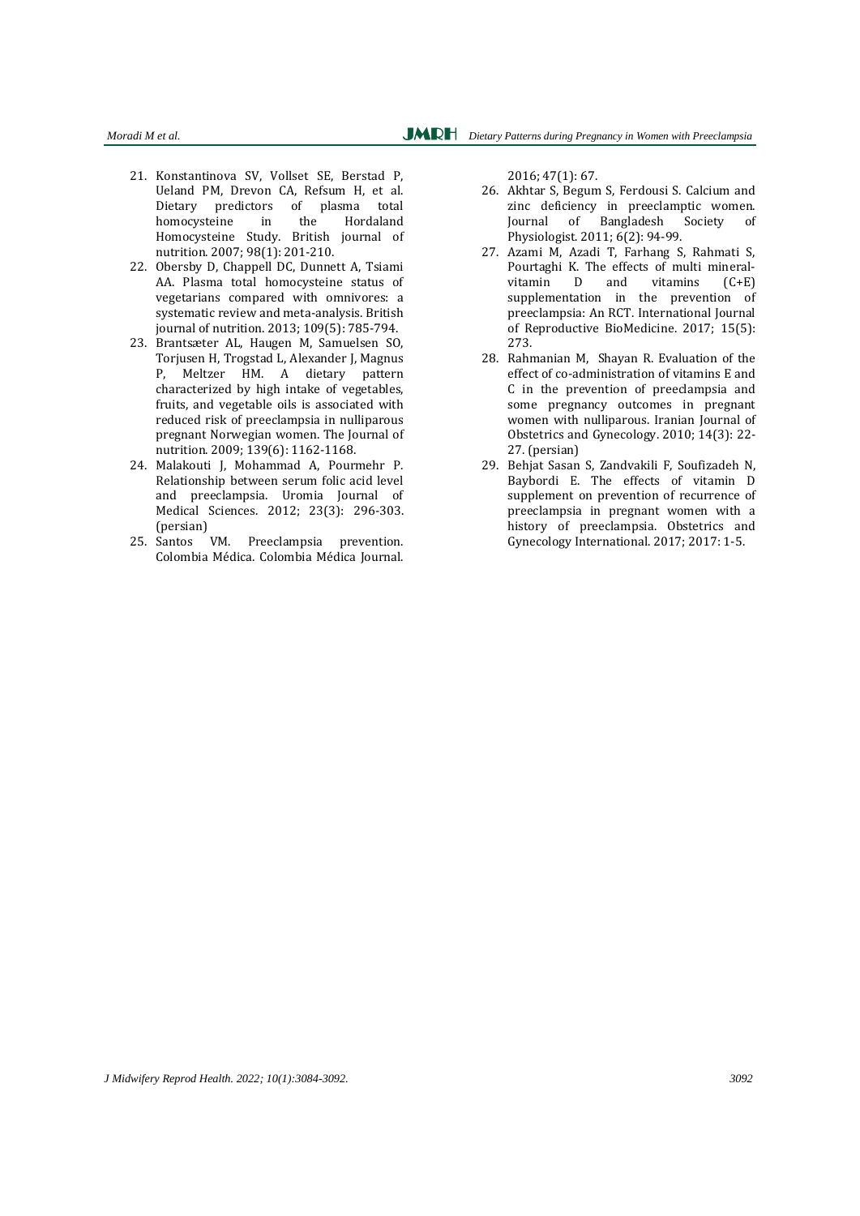21. Konstantinova SV, Vollset SE, Berstad P, Ueland PM, Drevon CA, Refsum H, et al. Dietary predictors of plasma total homocysteine in the Hordaland Homocysteine Study. British journal of nutrition. 2007; 98(1): 201-210.
22. Obersby D, Chappell DC, Dunnett A, Tsiami AA. Plasma total homocysteine status of vegetarians compared with omnivores: a systematic review and meta-analysis. British journal of nutrition. 2013; 109(5): 785-794.
23. Brantsæter AL, Haugen M, Samuelsen SO, Torjusen H, Trogstad L, Alexander J, Magnus P, Meltzer HM. A dietary pattern characterized by high intake of vegetables, fruits, and vegetable oils is associated with reduced risk of preeclampsia in nulliparous pregnant Norwegian women. The Journal of nutrition. 2009; 139(6): 1162-1168.
24. Malakouti J, Mohammad A, Pourmehr P. Relationship between serum folic acid level and preeclampsia. Uromia Journal of Medical Sciences. 2012; 23(3): 296-303. (persian)
25. Santos VM. Preeclampsia prevention. Colombia Médica. Colombia Médica Journal. 2016; 47(1): 67.
26. Akhtar S, Begum S, Ferdousi S. Calcium and zinc deficiency in preeclamptic women. Journal of Bangladesh Society of Physiologist. 2011; 6(2): 94-99.
27. Azami M, Azadi T, Farhang S, Rahmati S, Pourtaghi K. The effects of multi mineral-vitamin D and vitamins (C+E) supplementation in the prevention of preeclampsia: An RCT. International Journal of Reproductive BioMedicine. 2017; 15(5): 273.
28. Rahmanian M, Shayan R. Evaluation of the effect of co-administration of vitamins E and C in the prevention of preeclampsia and some pregnancy outcomes in pregnant women with nulliparous. Iranian Journal of Obstetrics and Gynecology. 2010; 14(3): 22-27. (persian)
29. Behjat Sasan S, Zandvakili F, Soufizadeh N, Baybordi E. The effects of vitamin D supplement on prevention of recurrence of preeclampsia in pregnant women with a history of preeclampsia. Obstetrics and Gynecology International. 2017; 2017: 1-5.